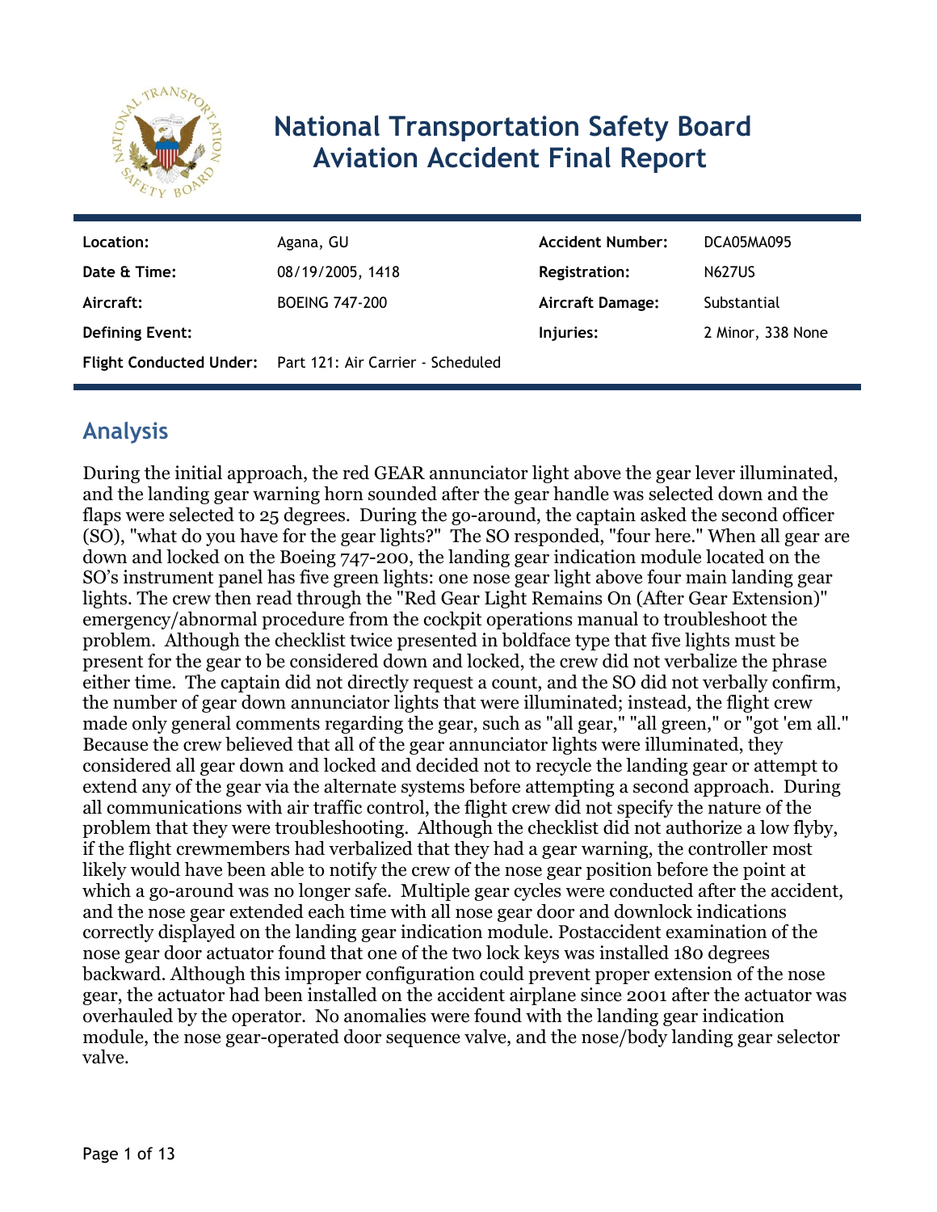# National Transportation Safety Board Aviation Accident Final Report

| | | | |
|---|---|---|---|
| **Location:** | Agana, GU | **Accident Number:** | DCA05MA095 |
| **Date & Time:** | 08/19/2005, 1418 | **Registration:** | N627US |
| **Aircraft:** | BOEING 747-200 | **Aircraft Damage:** | Substantial |
| **Defining Event:** | | **Injuries:** | 2 Minor, 338 None |
| **Flight Conducted Under:** | Part 121: Air Carrier - Scheduled | | |

## Analysis

During the initial approach, the red GEAR annunciator light above the gear lever illuminated, and the landing gear warning horn sounded after the gear handle was selected down and the flaps were selected to 25 degrees. During the go-around, the captain asked the second officer (SO), "what do you have for the gear lights?" The SO responded, "four here." When all gear are down and locked on the Boeing 747-200, the landing gear indication module located on the SO's instrument panel has five green lights: one nose gear light above four main landing gear lights. The crew then read through the "Red Gear Light Remains On (After Gear Extension)" emergency/abnormal procedure from the cockpit operations manual to troubleshoot the problem. Although the checklist twice presented in boldface type that five lights must be present for the gear to be considered down and locked, the crew did not verbalize the phrase either time. The captain did not directly request a count, and the SO did not verbally confirm, the number of gear down annunciator lights that were illuminated; instead, the flight crew made only general comments regarding the gear, such as "all gear," "all green," or "got 'em all." Because the crew believed that all of the gear annunciator lights were illuminated, they considered all gear down and locked and decided not to recycle the landing gear or attempt to extend any of the gear via the alternate systems before attempting a second approach. During all communications with air traffic control, the flight crew did not specify the nature of the problem that they were troubleshooting. Although the checklist did not authorize a low flyby, if the flight crewmembers had verbalized that they had a gear warning, the controller most likely would have been able to notify the crew of the nose gear position before the point at which a go-around was no longer safe. Multiple gear cycles were conducted after the accident, and the nose gear extended each time with all nose gear door and downlock indications correctly displayed on the landing gear indication module. Postaccident examination of the nose gear door actuator found that one of the two lock keys was installed 180 degrees backward. Although this improper configuration could prevent proper extension of the nose gear, the actuator had been installed on the accident airplane since 2001 after the actuator was overhauled by the operator. No anomalies were found with the landing gear indication module, the nose gear-operated door sequence valve, and the nose/body landing gear selector valve.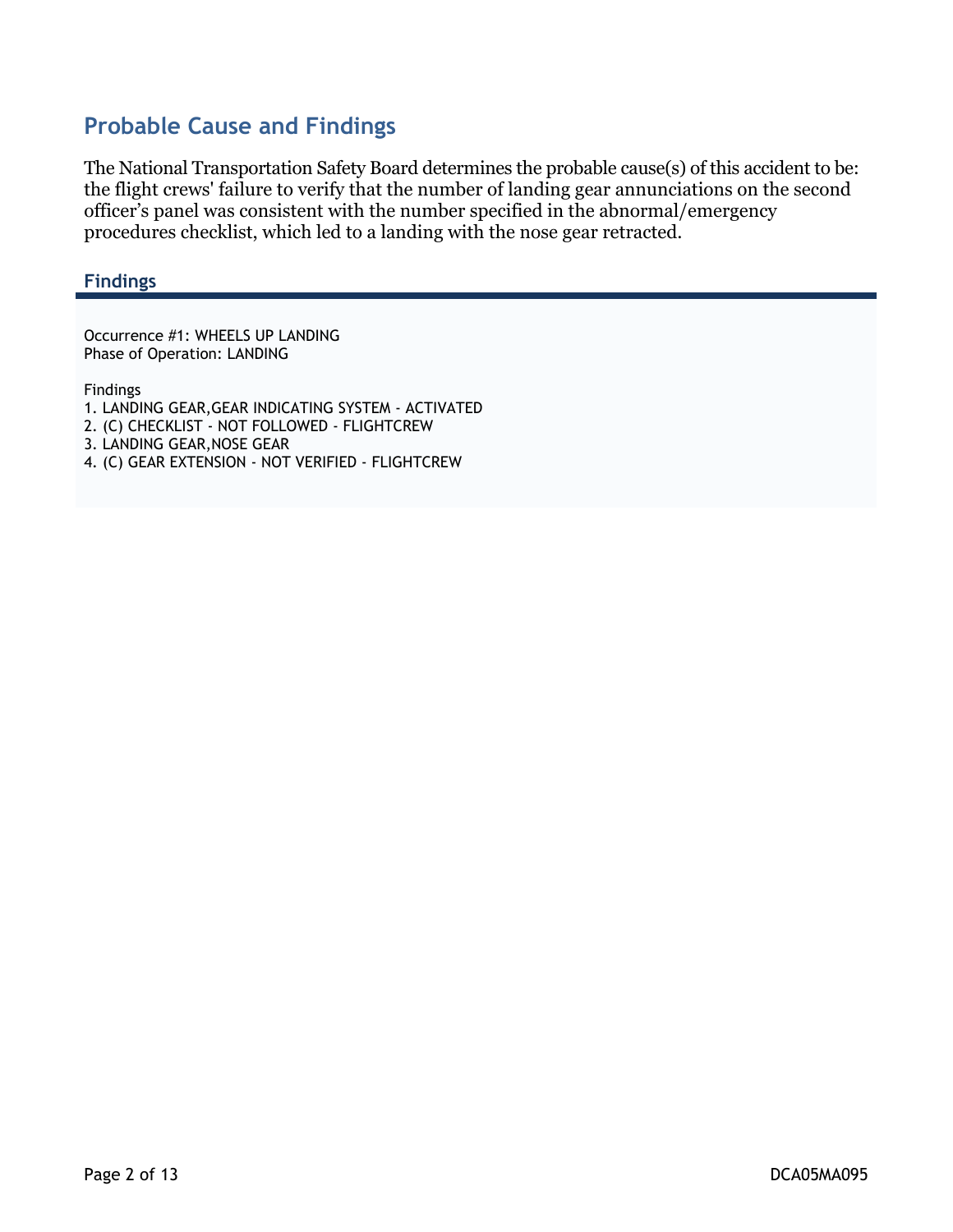## Probable Cause and Findings

The National Transportation Safety Board determines the probable cause(s) of this accident to be: the flight crews' failure to verify that the number of landing gear annunciations on the second officer's panel was consistent with the number specified in the abnormal/emergency procedures checklist, which led to a landing with the nose gear retracted.

### Findings

Occurrence #1: WHEELS UP LANDING
Phase of Operation: LANDING

Findings
1. LANDING GEAR,GEAR INDICATING SYSTEM - ACTIVATED
2. (C) CHECKLIST - NOT FOLLOWED - FLIGHTCREW
3. LANDING GEAR,NOSE GEAR
4. (C) GEAR EXTENSION - NOT VERIFIED - FLIGHTCREW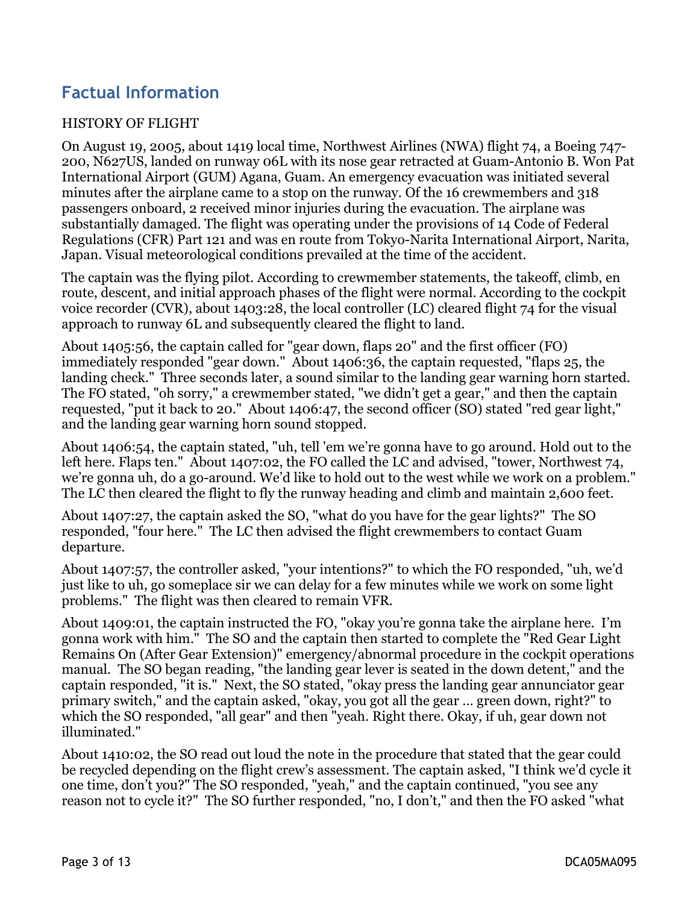## Factual Information

HISTORY OF FLIGHT

On August 19, 2005, about 1419 local time, Northwest Airlines (NWA) flight 74, a Boeing 747-200, N627US, landed on runway 06L with its nose gear retracted at Guam-Antonio B. Won Pat International Airport (GUM) Agana, Guam. An emergency evacuation was initiated several minutes after the airplane came to a stop on the runway. Of the 16 crewmembers and 318 passengers onboard, 2 received minor injuries during the evacuation. The airplane was substantially damaged. The flight was operating under the provisions of 14 Code of Federal Regulations (CFR) Part 121 and was en route from Tokyo-Narita International Airport, Narita, Japan. Visual meteorological conditions prevailed at the time of the accident.

The captain was the flying pilot. According to crewmember statements, the takeoff, climb, en route, descent, and initial approach phases of the flight were normal. According to the cockpit voice recorder (CVR), about 1403:28, the local controller (LC) cleared flight 74 for the visual approach to runway 6L and subsequently cleared the flight to land.

About 1405:56, the captain called for "gear down, flaps 20" and the first officer (FO) immediately responded "gear down." About 1406:36, the captain requested, "flaps 25, the landing check." Three seconds later, a sound similar to the landing gear warning horn started. The FO stated, "oh sorry," a crewmember stated, "we didn't get a gear," and then the captain requested, "put it back to 20." About 1406:47, the second officer (SO) stated "red gear light," and the landing gear warning horn sound stopped.

About 1406:54, the captain stated, "uh, tell 'em we're gonna have to go around. Hold out to the left here. Flaps ten." About 1407:02, the FO called the LC and advised, "tower, Northwest 74, we're gonna uh, do a go-around. We'd like to hold out to the west while we work on a problem." The LC then cleared the flight to fly the runway heading and climb and maintain 2,600 feet.

About 1407:27, the captain asked the SO, "what do you have for the gear lights?" The SO responded, "four here." The LC then advised the flight crewmembers to contact Guam departure.

About 1407:57, the controller asked, "your intentions?" to which the FO responded, "uh, we'd just like to uh, go someplace sir we can delay for a few minutes while we work on some light problems." The flight was then cleared to remain VFR.

About 1409:01, the captain instructed the FO, "okay you're gonna take the airplane here. I'm gonna work with him." The SO and the captain then started to complete the "Red Gear Light Remains On (After Gear Extension)" emergency/abnormal procedure in the cockpit operations manual. The SO began reading, "the landing gear lever is seated in the down detent," and the captain responded, "it is." Next, the SO stated, "okay press the landing gear annunciator gear primary switch," and the captain asked, "okay, you got all the gear … green down, right?" to which the SO responded, "all gear" and then "yeah. Right there. Okay, if uh, gear down not illuminated."

About 1410:02, the SO read out loud the note in the procedure that stated that the gear could be recycled depending on the flight crew's assessment. The captain asked, "I think we'd cycle it one time, don't you?" The SO responded, "yeah," and the captain continued, "you see any reason not to cycle it?" The SO further responded, "no, I don't," and then the FO asked "what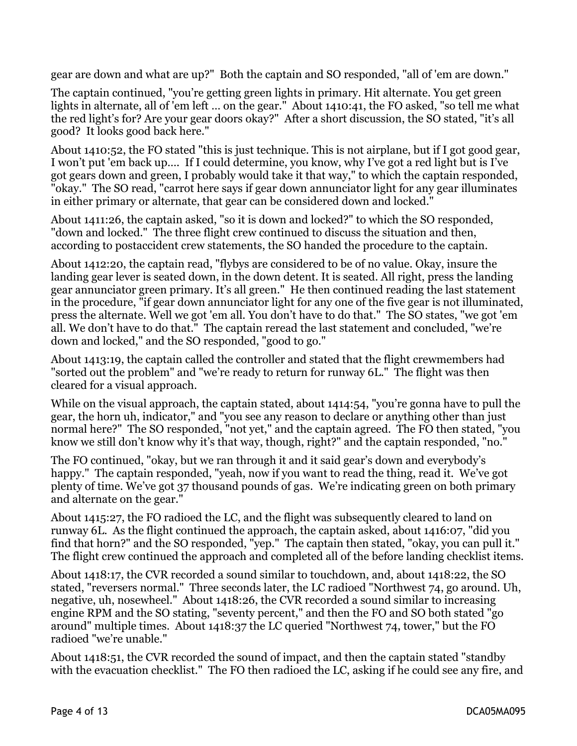gear are down and what are up?" Both the captain and SO responded, "all of 'em are down."

The captain continued, "you're getting green lights in primary. Hit alternate. You get green lights in alternate, all of 'em left ... on the gear." About 1410:41, the FO asked, "so tell me what the red light's for? Are your gear doors okay?" After a short discussion, the SO stated, "it's all good? It looks good back here."

About 1410:52, the FO stated "this is just technique. This is not airplane, but if I got good gear, I won't put 'em back up.... If I could determine, you know, why I've got a red light but is I've got gears down and green, I probably would take it that way," to which the captain responded, "okay." The SO read, "carrot here says if gear down annunciator light for any gear illuminates in either primary or alternate, that gear can be considered down and locked."

About 1411:26, the captain asked, "so it is down and locked?" to which the SO responded, "down and locked." The three flight crew continued to discuss the situation and then, according to postaccident crew statements, the SO handed the procedure to the captain.

About 1412:20, the captain read, "flybys are considered to be of no value. Okay, insure the landing gear lever is seated down, in the down detent. It is seated. All right, press the landing gear annunciator green primary. It's all green." He then continued reading the last statement in the procedure, "if gear down annunciator light for any one of the five gear is not illuminated, press the alternate. Well we got 'em all. You don't have to do that." The SO states, "we got 'em all. We don't have to do that." The captain reread the last statement and concluded, "we're down and locked," and the SO responded, "good to go."

About 1413:19, the captain called the controller and stated that the flight crewmembers had "sorted out the problem" and "we're ready to return for runway 6L." The flight was then cleared for a visual approach.

While on the visual approach, the captain stated, about 1414:54, "you're gonna have to pull the gear, the horn uh, indicator," and "you see any reason to declare or anything other than just normal here?" The SO responded, "not yet," and the captain agreed. The FO then stated, "you know we still don't know why it's that way, though, right?" and the captain responded, "no."

The FO continued, "okay, but we ran through it and it said gear's down and everybody's happy." The captain responded, "yeah, now if you want to read the thing, read it. We've got plenty of time. We've got 37 thousand pounds of gas. We're indicating green on both primary and alternate on the gear."

About 1415:27, the FO radioed the LC, and the flight was subsequently cleared to land on runway 6L. As the flight continued the approach, the captain asked, about 1416:07, "did you find that horn?" and the SO responded, "yep." The captain then stated, "okay, you can pull it." The flight crew continued the approach and completed all of the before landing checklist items.

About 1418:17, the CVR recorded a sound similar to touchdown, and, about 1418:22, the SO stated, "reversers normal." Three seconds later, the LC radioed "Northwest 74, go around. Uh, negative, uh, nosewheel." About 1418:26, the CVR recorded a sound similar to increasing engine RPM and the SO stating, "seventy percent," and then the FO and SO both stated "go around" multiple times. About 1418:37 the LC queried "Northwest 74, tower," but the FO radioed "we're unable."

About 1418:51, the CVR recorded the sound of impact, and then the captain stated "standby with the evacuation checklist." The FO then radioed the LC, asking if he could see any fire, and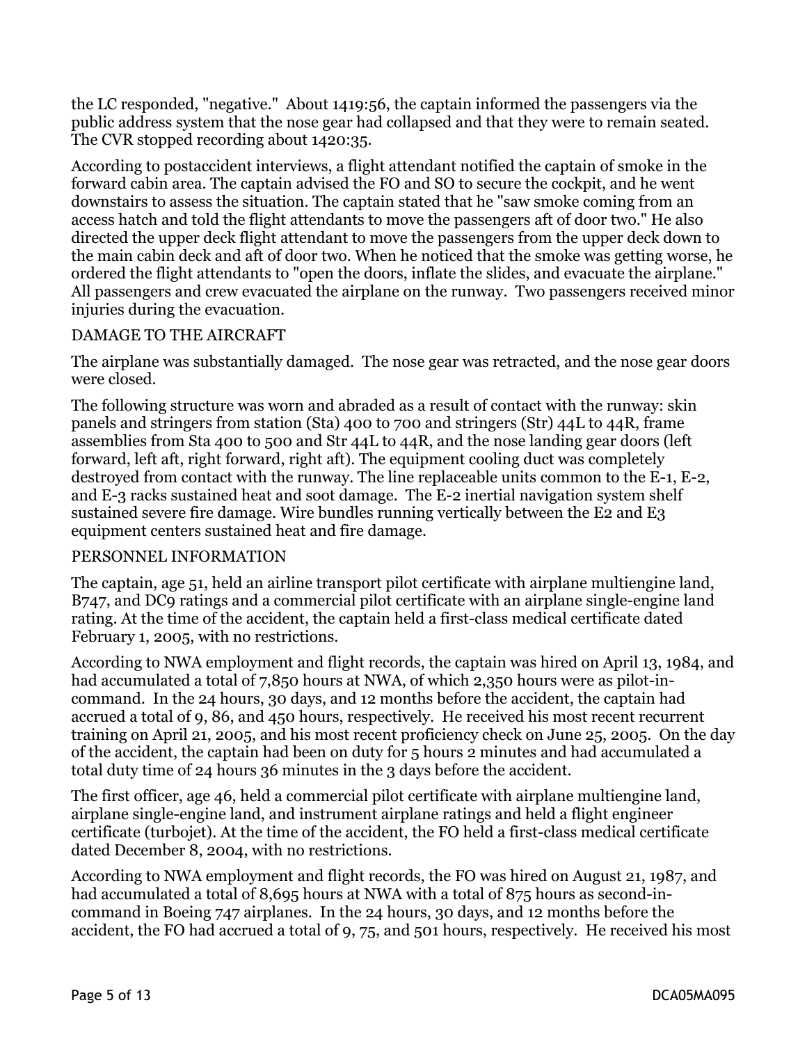the LC responded, "negative." About 1419:56, the captain informed the passengers via the public address system that the nose gear had collapsed and that they were to remain seated. The CVR stopped recording about 1420:35.

According to postaccident interviews, a flight attendant notified the captain of smoke in the forward cabin area. The captain advised the FO and SO to secure the cockpit, and he went downstairs to assess the situation. The captain stated that he "saw smoke coming from an access hatch and told the flight attendants to move the passengers aft of door two." He also directed the upper deck flight attendant to move the passengers from the upper deck down to the main cabin deck and aft of door two. When he noticed that the smoke was getting worse, he ordered the flight attendants to "open the doors, inflate the slides, and evacuate the airplane." All passengers and crew evacuated the airplane on the runway. Two passengers received minor injuries during the evacuation.

## DAMAGE TO THE AIRCRAFT

The airplane was substantially damaged. The nose gear was retracted, and the nose gear doors were closed.

The following structure was worn and abraded as a result of contact with the runway: skin panels and stringers from station (Sta) 400 to 700 and stringers (Str) 44L to 44R, frame assemblies from Sta 400 to 500 and Str 44L to 44R, and the nose landing gear doors (left forward, left aft, right forward, right aft). The equipment cooling duct was completely destroyed from contact with the runway. The line replaceable units common to the E-1, E-2, and E-3 racks sustained heat and soot damage. The E-2 inertial navigation system shelf sustained severe fire damage. Wire bundles running vertically between the E2 and E3 equipment centers sustained heat and fire damage.

## PERSONNEL INFORMATION

The captain, age 51, held an airline transport pilot certificate with airplane multiengine land, B747, and DC9 ratings and a commercial pilot certificate with an airplane single-engine land rating. At the time of the accident, the captain held a first-class medical certificate dated February 1, 2005, with no restrictions.

According to NWA employment and flight records, the captain was hired on April 13, 1984, and had accumulated a total of 7,850 hours at NWA, of which 2,350 hours were as pilot-in-command. In the 24 hours, 30 days, and 12 months before the accident, the captain had accrued a total of 9, 86, and 450 hours, respectively. He received his most recent recurrent training on April 21, 2005, and his most recent proficiency check on June 25, 2005. On the day of the accident, the captain had been on duty for 5 hours 2 minutes and had accumulated a total duty time of 24 hours 36 minutes in the 3 days before the accident.

The first officer, age 46, held a commercial pilot certificate with airplane multiengine land, airplane single-engine land, and instrument airplane ratings and held a flight engineer certificate (turbojet). At the time of the accident, the FO held a first-class medical certificate dated December 8, 2004, with no restrictions.

According to NWA employment and flight records, the FO was hired on August 21, 1987, and had accumulated a total of 8,695 hours at NWA with a total of 875 hours as second-in-command in Boeing 747 airplanes. In the 24 hours, 30 days, and 12 months before the accident, the FO had accrued a total of 9, 75, and 501 hours, respectively. He received his most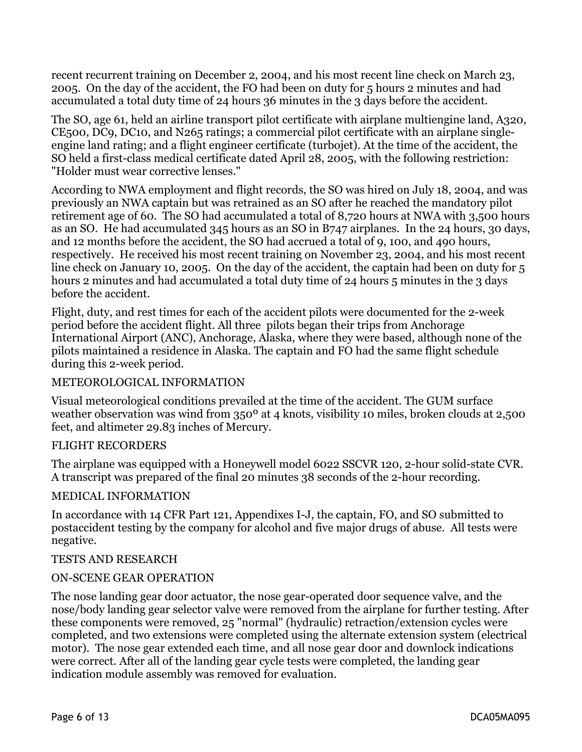recent recurrent training on December 2, 2004, and his most recent line check on March 23, 2005. On the day of the accident, the FO had been on duty for 5 hours 2 minutes and had accumulated a total duty time of 24 hours 36 minutes in the 3 days before the accident.

The SO, age 61, held an airline transport pilot certificate with airplane multiengine land, A320, CE500, DC9, DC10, and N265 ratings; a commercial pilot certificate with an airplane single-engine land rating; and a flight engineer certificate (turbojet). At the time of the accident, the SO held a first-class medical certificate dated April 28, 2005, with the following restriction: "Holder must wear corrective lenses."

According to NWA employment and flight records, the SO was hired on July 18, 2004, and was previously an NWA captain but was retrained as an SO after he reached the mandatory pilot retirement age of 60. The SO had accumulated a total of 8,720 hours at NWA with 3,500 hours as an SO. He had accumulated 345 hours as an SO in B747 airplanes. In the 24 hours, 30 days, and 12 months before the accident, the SO had accrued a total of 9, 100, and 490 hours, respectively. He received his most recent training on November 23, 2004, and his most recent line check on January 10, 2005. On the day of the accident, the captain had been on duty for 5 hours 2 minutes and had accumulated a total duty time of 24 hours 5 minutes in the 3 days before the accident.

Flight, duty, and rest times for each of the accident pilots were documented for the 2-week period before the accident flight. All three pilots began their trips from Anchorage International Airport (ANC), Anchorage, Alaska, where they were based, although none of the pilots maintained a residence in Alaska. The captain and FO had the same flight schedule during this 2-week period.

## METEOROLOGICAL INFORMATION

Visual meteorological conditions prevailed at the time of the accident. The GUM surface weather observation was wind from 350° at 4 knots, visibility 10 miles, broken clouds at 2,500 feet, and altimeter 29.83 inches of Mercury.

## FLIGHT RECORDERS

The airplane was equipped with a Honeywell model 6022 SSCVR 120, 2-hour solid-state CVR. A transcript was prepared of the final 20 minutes 38 seconds of the 2-hour recording.

## MEDICAL INFORMATION

In accordance with 14 CFR Part 121, Appendixes I-J, the captain, FO, and SO submitted to postaccident testing by the company for alcohol and five major drugs of abuse. All tests were negative.

## TESTS AND RESEARCH

## ON-SCENE GEAR OPERATION

The nose landing gear door actuator, the nose gear-operated door sequence valve, and the nose/body landing gear selector valve were removed from the airplane for further testing. After these components were removed, 25 "normal" (hydraulic) retraction/extension cycles were completed, and two extensions were completed using the alternate extension system (electrical motor). The nose gear extended each time, and all nose gear door and downlock indications were correct. After all of the landing gear cycle tests were completed, the landing gear indication module assembly was removed for evaluation.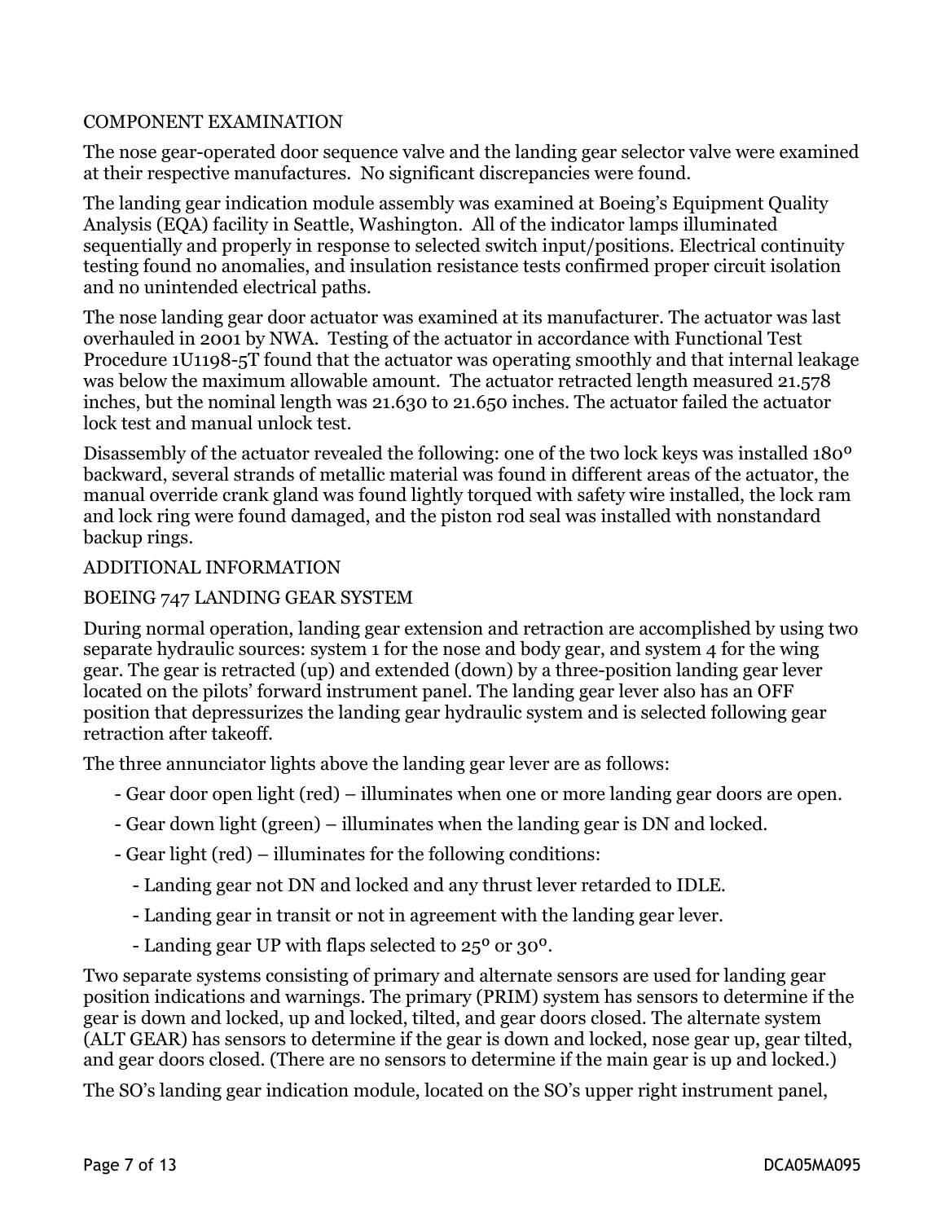## COMPONENT EXAMINATION

The nose gear-operated door sequence valve and the landing gear selector valve were examined at their respective manufactures. No significant discrepancies were found.

The landing gear indication module assembly was examined at Boeing's Equipment Quality Analysis (EQA) facility in Seattle, Washington. All of the indicator lamps illuminated sequentially and properly in response to selected switch input/positions. Electrical continuity testing found no anomalies, and insulation resistance tests confirmed proper circuit isolation and no unintended electrical paths.

The nose landing gear door actuator was examined at its manufacturer. The actuator was last overhauled in 2001 by NWA. Testing of the actuator in accordance with Functional Test Procedure 1U1198-5T found that the actuator was operating smoothly and that internal leakage was below the maximum allowable amount. The actuator retracted length measured 21.578 inches, but the nominal length was 21.630 to 21.650 inches. The actuator failed the actuator lock test and manual unlock test.

Disassembly of the actuator revealed the following: one of the two lock keys was installed 180º backward, several strands of metallic material was found in different areas of the actuator, the manual override crank gland was found lightly torqued with safety wire installed, the lock ram and lock ring were found damaged, and the piston rod seal was installed with nonstandard backup rings.

## ADDITIONAL INFORMATION

### BOEING 747 LANDING GEAR SYSTEM

During normal operation, landing gear extension and retraction are accomplished by using two separate hydraulic sources: system 1 for the nose and body gear, and system 4 for the wing gear. The gear is retracted (up) and extended (down) by a three-position landing gear lever located on the pilots' forward instrument panel. The landing gear lever also has an OFF position that depressurizes the landing gear hydraulic system and is selected following gear retraction after takeoff.

The three annunciator lights above the landing gear lever are as follows:

- Gear door open light (red) – illuminates when one or more landing gear doors are open.
- Gear down light (green) – illuminates when the landing gear is DN and locked.
- Gear light (red) – illuminates for the following conditions:
  - Landing gear not DN and locked and any thrust lever retarded to IDLE.
  - Landing gear in transit or not in agreement with the landing gear lever.
  - Landing gear UP with flaps selected to 25º or 30º.

Two separate systems consisting of primary and alternate sensors are used for landing gear position indications and warnings. The primary (PRIM) system has sensors to determine if the gear is down and locked, up and locked, tilted, and gear doors closed. The alternate system (ALT GEAR) has sensors to determine if the gear is down and locked, nose gear up, gear tilted, and gear doors closed. (There are no sensors to determine if the main gear is up and locked.)

The SO's landing gear indication module, located on the SO's upper right instrument panel,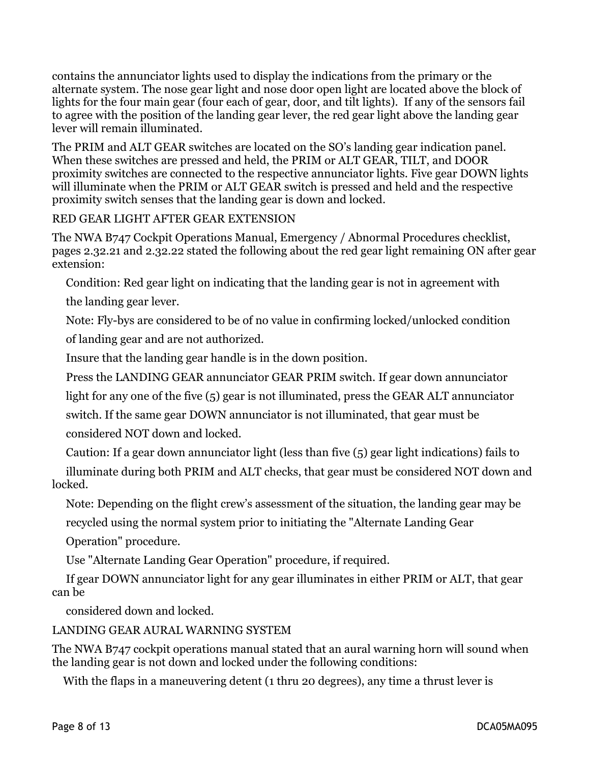contains the annunciator lights used to display the indications from the primary or the alternate system. The nose gear light and nose door open light are located above the block of lights for the four main gear (four each of gear, door, and tilt lights). If any of the sensors fail to agree with the position of the landing gear lever, the red gear light above the landing gear lever will remain illuminated.

The PRIM and ALT GEAR switches are located on the SO's landing gear indication panel. When these switches are pressed and held, the PRIM or ALT GEAR, TILT, and DOOR proximity switches are connected to the respective annunciator lights. Five gear DOWN lights will illuminate when the PRIM or ALT GEAR switch is pressed and held and the respective proximity switch senses that the landing gear is down and locked.

RED GEAR LIGHT AFTER GEAR EXTENSION

The NWA B747 Cockpit Operations Manual, Emergency / Abnormal Procedures checklist, pages 2.32.21 and 2.32.22 stated the following about the red gear light remaining ON after gear extension:

Condition: Red gear light on indicating that the landing gear is not in agreement with the landing gear lever.

Note: Fly-bys are considered to be of no value in confirming locked/unlocked condition of landing gear and are not authorized.

Insure that the landing gear handle is in the down position.

Press the LANDING GEAR annunciator GEAR PRIM switch. If gear down annunciator light for any one of the five (5) gear is not illuminated, press the GEAR ALT annunciator switch. If the same gear DOWN annunciator is not illuminated, that gear must be considered NOT down and locked.

Caution: If a gear down annunciator light (less than five (5) gear light indications) fails to illuminate during both PRIM and ALT checks, that gear must be considered NOT down and locked.

Note: Depending on the flight crew's assessment of the situation, the landing gear may be recycled using the normal system prior to initiating the "Alternate Landing Gear Operation" procedure.

Use "Alternate Landing Gear Operation" procedure, if required.

If gear DOWN annunciator light for any gear illuminates in either PRIM or ALT, that gear can be considered down and locked.

LANDING GEAR AURAL WARNING SYSTEM

The NWA B747 cockpit operations manual stated that an aural warning horn will sound when the landing gear is not down and locked under the following conditions:

With the flaps in a maneuvering detent (1 thru 20 degrees), any time a thrust lever is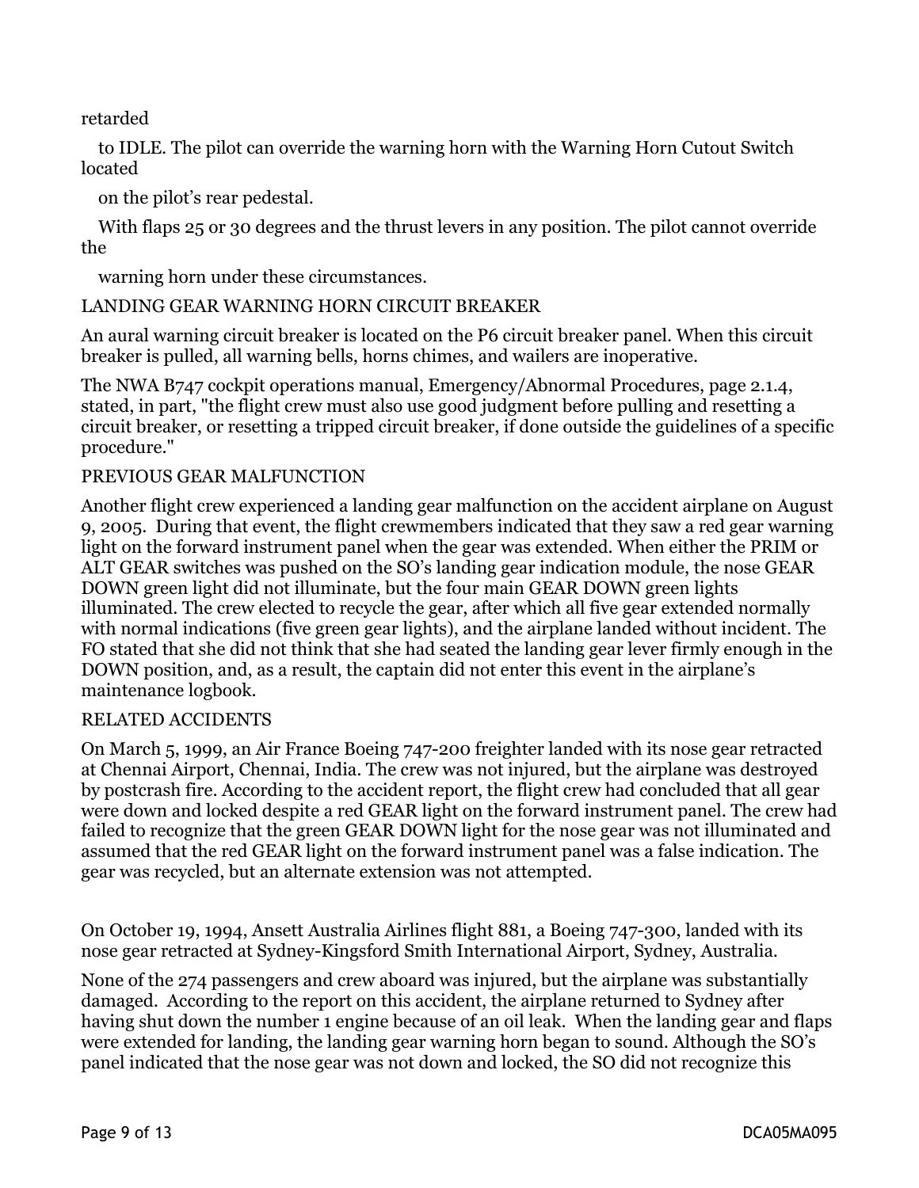retarded to IDLE. The pilot can override the warning horn with the Warning Horn Cutout Switch located on the pilot's rear pedestal.

With flaps 25 or 30 degrees and the thrust levers in any position. The pilot cannot override the warning horn under these circumstances.

## LANDING GEAR WARNING HORN CIRCUIT BREAKER

An aural warning circuit breaker is located on the P6 circuit breaker panel. When this circuit breaker is pulled, all warning bells, horns chimes, and wailers are inoperative.

The NWA B747 cockpit operations manual, Emergency/Abnormal Procedures, page 2.1.4, stated, in part, "the flight crew must also use good judgment before pulling and resetting a circuit breaker, or resetting a tripped circuit breaker, if done outside the guidelines of a specific procedure."

## PREVIOUS GEAR MALFUNCTION

Another flight crew experienced a landing gear malfunction on the accident airplane on August 9, 2005. During that event, the flight crewmembers indicated that they saw a red gear warning light on the forward instrument panel when the gear was extended. When either the PRIM or ALT GEAR switches was pushed on the SO's landing gear indication module, the nose GEAR DOWN green light did not illuminate, but the four main GEAR DOWN green lights illuminated. The crew elected to recycle the gear, after which all five gear extended normally with normal indications (five green gear lights), and the airplane landed without incident. The FO stated that she did not think that she had seated the landing gear lever firmly enough in the DOWN position, and, as a result, the captain did not enter this event in the airplane's maintenance logbook.

## RELATED ACCIDENTS

On March 5, 1999, an Air France Boeing 747-200 freighter landed with its nose gear retracted at Chennai Airport, Chennai, India. The crew was not injured, but the airplane was destroyed by postcrash fire. According to the accident report, the flight crew had concluded that all gear were down and locked despite a red GEAR light on the forward instrument panel. The crew had failed to recognize that the green GEAR DOWN light for the nose gear was not illuminated and assumed that the red GEAR light on the forward instrument panel was a false indication. The gear was recycled, but an alternate extension was not attempted.

On October 19, 1994, Ansett Australia Airlines flight 881, a Boeing 747-300, landed with its nose gear retracted at Sydney-Kingsford Smith International Airport, Sydney, Australia.

None of the 274 passengers and crew aboard was injured, but the airplane was substantially damaged. According to the report on this accident, the airplane returned to Sydney after having shut down the number 1 engine because of an oil leak. When the landing gear and flaps were extended for landing, the landing gear warning horn began to sound. Although the SO's panel indicated that the nose gear was not down and locked, the SO did not recognize this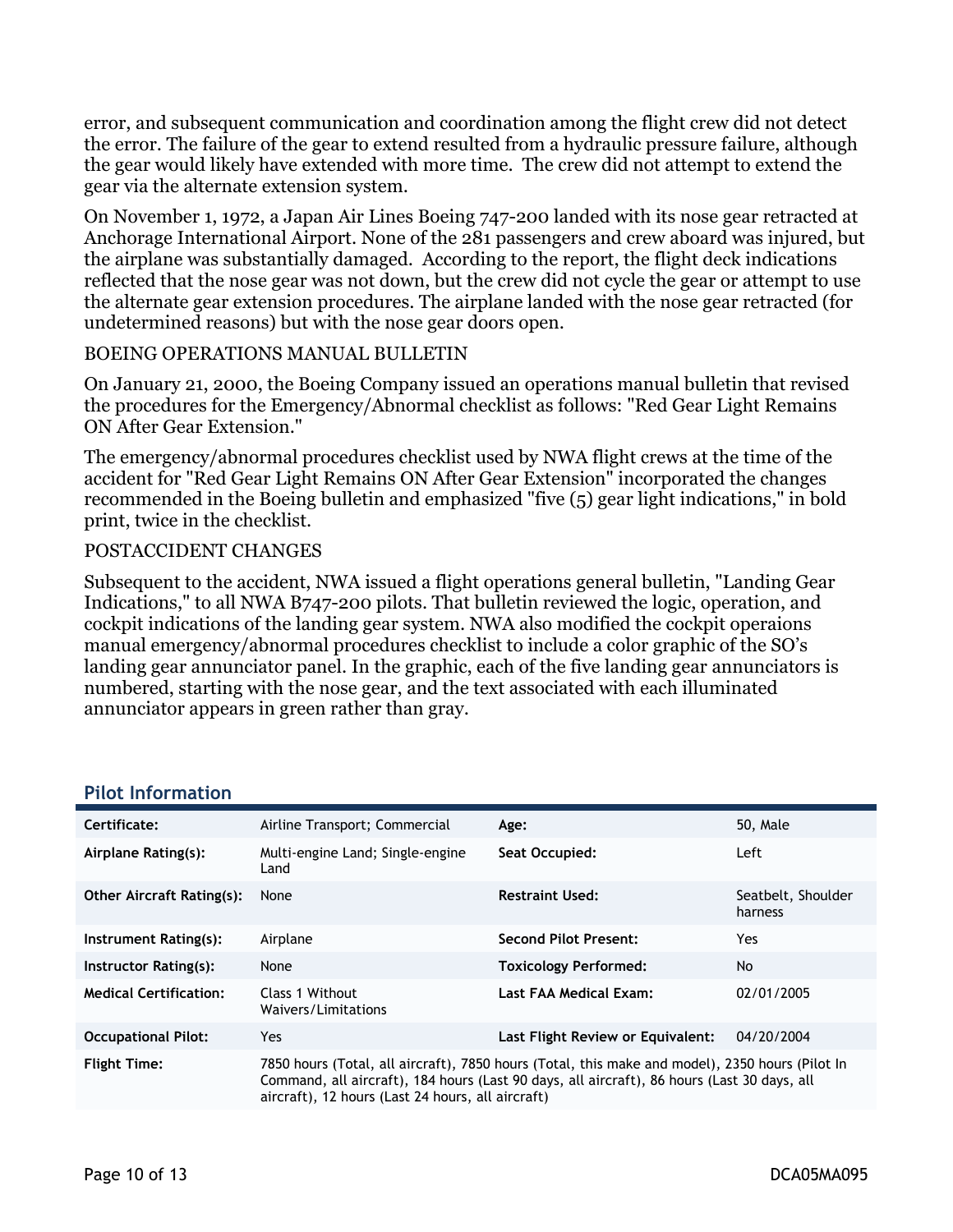error, and subsequent communication and coordination among the flight crew did not detect the error. The failure of the gear to extend resulted from a hydraulic pressure failure, although the gear would likely have extended with more time. The crew did not attempt to extend the gear via the alternate extension system.

On November 1, 1972, a Japan Air Lines Boeing 747-200 landed with its nose gear retracted at Anchorage International Airport. None of the 281 passengers and crew aboard was injured, but the airplane was substantially damaged. According to the report, the flight deck indications reflected that the nose gear was not down, but the crew did not cycle the gear or attempt to use the alternate gear extension procedures. The airplane landed with the nose gear retracted (for undetermined reasons) but with the nose gear doors open.

BOEING OPERATIONS MANUAL BULLETIN

On January 21, 2000, the Boeing Company issued an operations manual bulletin that revised the procedures for the Emergency/Abnormal checklist as follows: "Red Gear Light Remains ON After Gear Extension."

The emergency/abnormal procedures checklist used by NWA flight crews at the time of the accident for "Red Gear Light Remains ON After Gear Extension" incorporated the changes recommended in the Boeing bulletin and emphasized "five (5) gear light indications," in bold print, twice in the checklist.

POSTACCIDENT CHANGES

Subsequent to the accident, NWA issued a flight operations general bulletin, "Landing Gear Indications," to all NWA B747-200 pilots. That bulletin reviewed the logic, operation, and cockpit indications of the landing gear system. NWA also modified the cockpit operaions manual emergency/abnormal procedures checklist to include a color graphic of the SO's landing gear annunciator panel. In the graphic, each of the five landing gear annunciators is numbered, starting with the nose gear, and the text associated with each illuminated annunciator appears in green rather than gray.

## Pilot Information

| | | | |
|---|---|---|---|
| **Certificate:** | Airline Transport; Commercial | **Age:** | 50, Male |
| **Airplane Rating(s):** | Multi-engine Land; Single-engine Land | **Seat Occupied:** | Left |
| **Other Aircraft Rating(s):** | None | **Restraint Used:** | Seatbelt, Shoulder harness |
| **Instrument Rating(s):** | Airplane | **Second Pilot Present:** | Yes |
| **Instructor Rating(s):** | None | **Toxicology Performed:** | No |
| **Medical Certification:** | Class 1 Without Waivers/Limitations | **Last FAA Medical Exam:** | 02/01/2005 |
| **Occupational Pilot:** | Yes | **Last Flight Review or Equivalent:** | 04/20/2004 |
| **Flight Time:** | 7850 hours (Total, all aircraft), 7850 hours (Total, this make and model), 2350 hours (Pilot In Command, all aircraft), 184 hours (Last 90 days, all aircraft), 86 hours (Last 30 days, all aircraft), 12 hours (Last 24 hours, all aircraft) | | |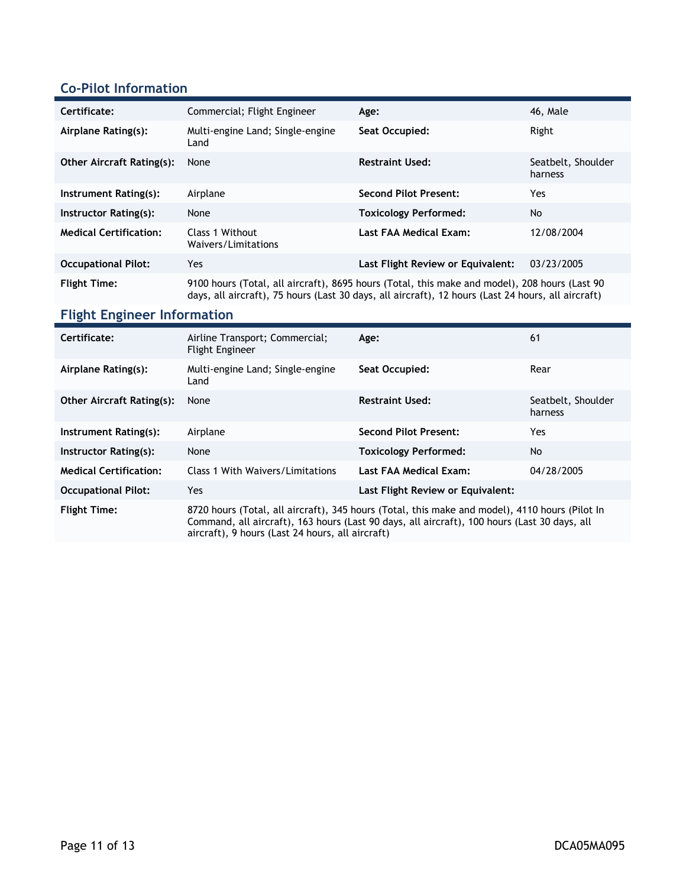## Co-Pilot Information

| | | | |
|---|---|---|---|
| **Certificate:** | Commercial; Flight Engineer | **Age:** | 46, Male |
| **Airplane Rating(s):** | Multi-engine Land; Single-engine Land | **Seat Occupied:** | Right |
| **Other Aircraft Rating(s):** | None | **Restraint Used:** | Seatbelt, Shoulder harness |
| **Instrument Rating(s):** | Airplane | **Second Pilot Present:** | Yes |
| **Instructor Rating(s):** | None | **Toxicology Performed:** | No |
| **Medical Certification:** | Class 1 Without Waivers/Limitations | **Last FAA Medical Exam:** | 12/08/2004 |
| **Occupational Pilot:** | Yes | **Last Flight Review or Equivalent:** | 03/23/2005 |
| **Flight Time:** | 9100 hours (Total, all aircraft), 8695 hours (Total, this make and model), 208 hours (Last 90 days, all aircraft), 75 hours (Last 30 days, all aircraft), 12 hours (Last 24 hours, all aircraft) | | |

## Flight Engineer Information

| | | | |
|---|---|---|---|
| **Certificate:** | Airline Transport; Commercial; Flight Engineer | **Age:** | 61 |
| **Airplane Rating(s):** | Multi-engine Land; Single-engine Land | **Seat Occupied:** | Rear |
| **Other Aircraft Rating(s):** | None | **Restraint Used:** | Seatbelt, Shoulder harness |
| **Instrument Rating(s):** | Airplane | **Second Pilot Present:** | Yes |
| **Instructor Rating(s):** | None | **Toxicology Performed:** | No |
| **Medical Certification:** | Class 1 With Waivers/Limitations | **Last FAA Medical Exam:** | 04/28/2005 |
| **Occupational Pilot:** | Yes | **Last Flight Review or Equivalent:** | |
| **Flight Time:** | 8720 hours (Total, all aircraft), 345 hours (Total, this make and model), 4110 hours (Pilot In Command, all aircraft), 163 hours (Last 90 days, all aircraft), 100 hours (Last 30 days, all aircraft), 9 hours (Last 24 hours, all aircraft) | | |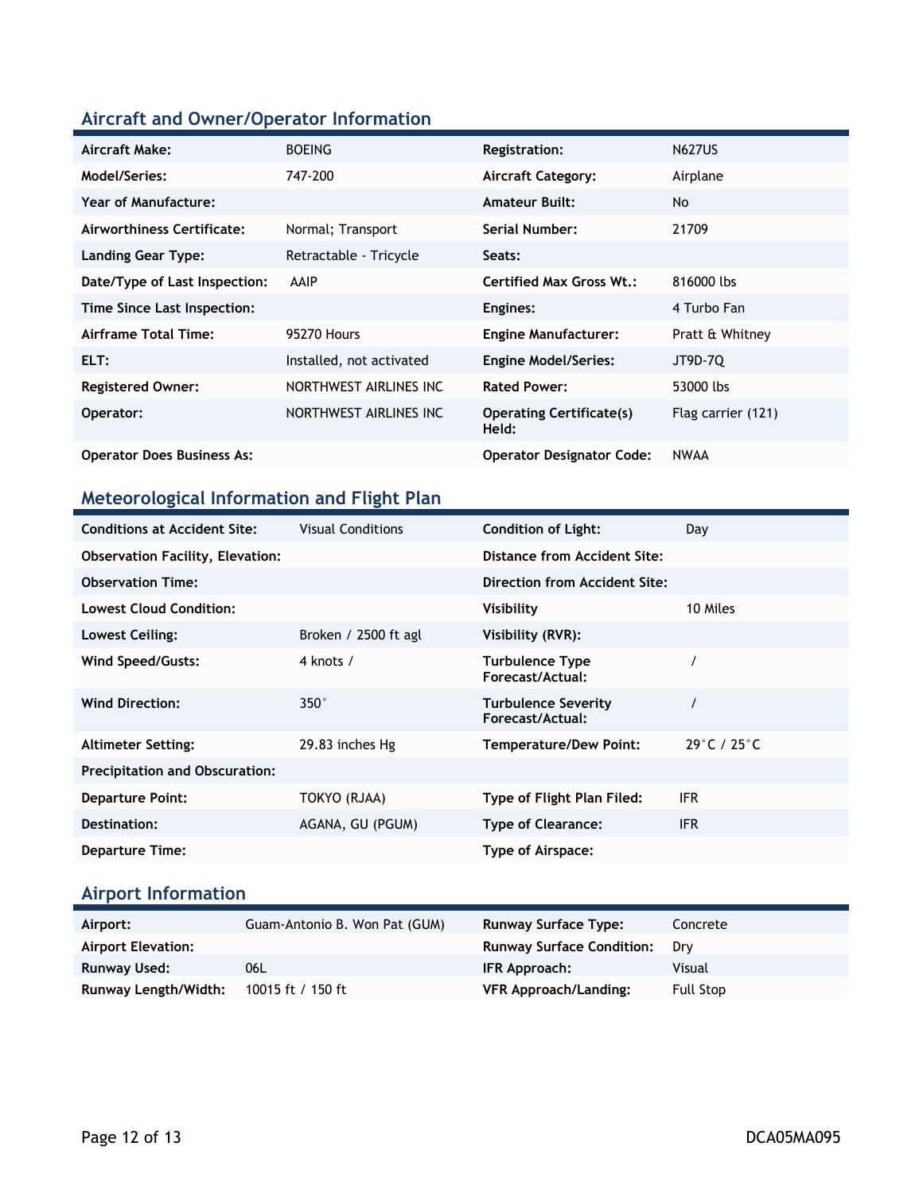## Aircraft and Owner/Operator Information

| | | | |
|---|---|---|---|
| **Aircraft Make:** | BOEING | **Registration:** | N627US |
| **Model/Series:** | 747-200 | **Aircraft Category:** | Airplane |
| **Year of Manufacture:** | | **Amateur Built:** | No |
| **Airworthiness Certificate:** | Normal; Transport | **Serial Number:** | 21709 |
| **Landing Gear Type:** | Retractable - Tricycle | **Seats:** | |
| **Date/Type of Last Inspection:** | AAIP | **Certified Max Gross Wt.:** | 816000 lbs |
| **Time Since Last Inspection:** | | **Engines:** | 4 Turbo Fan |
| **Airframe Total Time:** | 95270 Hours | **Engine Manufacturer:** | Pratt & Whitney |
| **ELT:** | Installed, not activated | **Engine Model/Series:** | JT9D-7Q |
| **Registered Owner:** | NORTHWEST AIRLINES INC | **Rated Power:** | 53000 lbs |
| **Operator:** | NORTHWEST AIRLINES INC | **Operating Certificate(s) Held:** | Flag carrier (121) |
| **Operator Does Business As:** | | **Operator Designator Code:** | NWAA |

## Meteorological Information and Flight Plan

| | | | |
|---|---|---|---|
| **Conditions at Accident Site:** | Visual Conditions | **Condition of Light:** | Day |
| **Observation Facility, Elevation:** | | **Distance from Accident Site:** | |
| **Observation Time:** | | **Direction from Accident Site:** | |
| **Lowest Cloud Condition:** | | **Visibility** | 10 Miles |
| **Lowest Ceiling:** | Broken / 2500 ft agl | **Visibility (RVR):** | |
| **Wind Speed/Gusts:** | 4 knots / | **Turbulence Type Forecast/Actual:** | / |
| **Wind Direction:** | 350° | **Turbulence Severity Forecast/Actual:** | / |
| **Altimeter Setting:** | 29.83 inches Hg | **Temperature/Dew Point:** | 29°C / 25°C |
| **Precipitation and Obscuration:** | | | |
| **Departure Point:** | TOKYO (RJAA) | **Type of Flight Plan Filed:** | IFR |
| **Destination:** | AGANA, GU (PGUM) | **Type of Clearance:** | IFR |
| **Departure Time:** | | **Type of Airspace:** | |

## Airport Information

| | | | |
|---|---|---|---|
| **Airport:** | Guam-Antonio B. Won Pat (GUM) | **Runway Surface Type:** | Concrete |
| **Airport Elevation:** | | **Runway Surface Condition:** | Dry |
| **Runway Used:** | 06L | **IFR Approach:** | Visual |
| **Runway Length/Width:** | 10015 ft / 150 ft | **VFR Approach/Landing:** | Full Stop |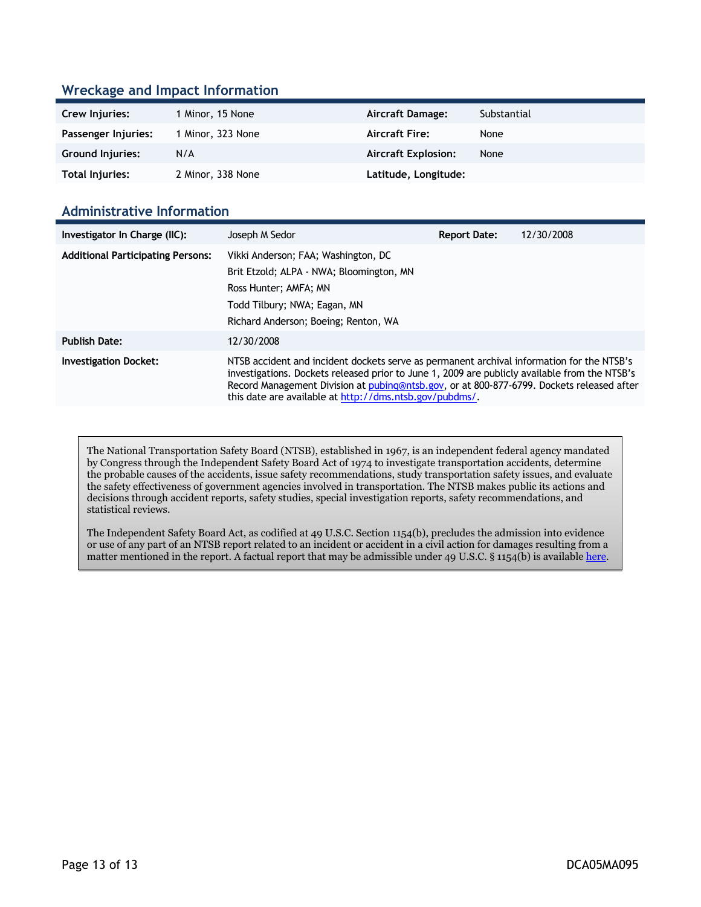## Wreckage and Impact Information

| | | | |
|---|---|---|---|
| **Crew Injuries:** | 1 Minor, 15 None | **Aircraft Damage:** | Substantial |
| **Passenger Injuries:** | 1 Minor, 323 None | **Aircraft Fire:** | None |
| **Ground Injuries:** | N/A | **Aircraft Explosion:** | None |
| **Total Injuries:** | 2 Minor, 338 None | **Latitude, Longitude:** | |

## Administrative Information

| | | | |
|---|---|---|---|
| **Investigator In Charge (IIC):** | Joseph M Sedor | **Report Date:** | 12/30/2008 |
| **Additional Participating Persons:** | Vikki Anderson; FAA; Washington, DC<br>Brit Etzold; ALPA - NWA; Bloomington, MN<br>Ross Hunter; AMFA; MN<br>Todd Tilbury; NWA; Eagan, MN<br>Richard Anderson; Boeing; Renton, WA | | |
| **Publish Date:** | 12/30/2008 | | |
| **Investigation Docket:** | NTSB accident and incident dockets serve as permanent archival information for the NTSB's investigations. Dockets released prior to June 1, 2009 are publicly available from the NTSB's Record Management Division at pubinq@ntsb.gov, or at 800-877-6799. Dockets released after this date are available at http://dms.ntsb.gov/pubdms/. | | |

The National Transportation Safety Board (NTSB), established in 1967, is an independent federal agency mandated by Congress through the Independent Safety Board Act of 1974 to investigate transportation accidents, determine the probable causes of the accidents, issue safety recommendations, study transportation safety issues, and evaluate the safety effectiveness of government agencies involved in transportation. The NTSB makes public its actions and decisions through accident reports, safety studies, special investigation reports, safety recommendations, and statistical reviews.

The Independent Safety Board Act, as codified at 49 U.S.C. Section 1154(b), precludes the admission into evidence or use of any part of an NTSB report related to an incident or accident in a civil action for damages resulting from a matter mentioned in the report. A factual report that may be admissible under 49 U.S.C. § 1154(b) is available here.